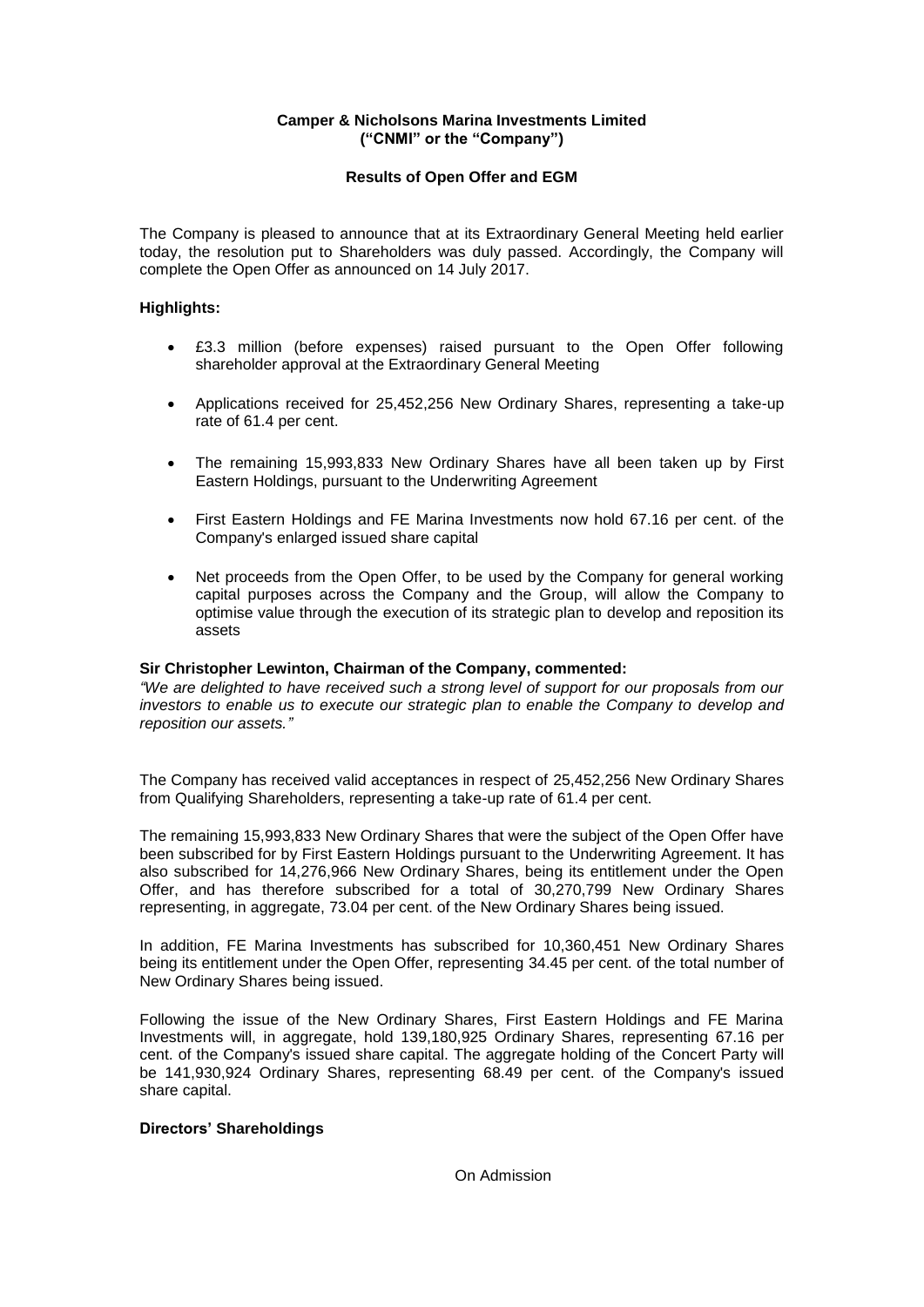**Camper & Nicholsons Marina Investments Limited**
**("CNMI" or the "Company")**

**Results of Open Offer and EGM**

The Company is pleased to announce that at its Extraordinary General Meeting held earlier today, the resolution put to Shareholders was duly passed. Accordingly, the Company will complete the Open Offer as announced on 14 July 2017.

**Highlights:**

- £3.3 million (before expenses) raised pursuant to the Open Offer following shareholder approval at the Extraordinary General Meeting
- Applications received for 25,452,256 New Ordinary Shares, representing a take-up rate of 61.4 per cent.
- The remaining 15,993,833 New Ordinary Shares have all been taken up by First Eastern Holdings, pursuant to the Underwriting Agreement
- First Eastern Holdings and FE Marina Investments now hold 67.16 per cent. of the Company's enlarged issued share capital
- Net proceeds from the Open Offer, to be used by the Company for general working capital purposes across the Company and the Group, will allow the Company to optimise value through the execution of its strategic plan to develop and reposition its assets

**Sir Christopher Lewinton, Chairman of the Company, commented:**

*"We are delighted to have received such a strong level of support for our proposals from our investors to enable us to execute our strategic plan to enable the Company to develop and reposition our assets."*

The Company has received valid acceptances in respect of 25,452,256 New Ordinary Shares from Qualifying Shareholders, representing a take-up rate of 61.4 per cent.

The remaining 15,993,833 New Ordinary Shares that were the subject of the Open Offer have been subscribed for by First Eastern Holdings pursuant to the Underwriting Agreement. It has also subscribed for 14,276,966 New Ordinary Shares, being its entitlement under the Open Offer, and has therefore subscribed for a total of 30,270,799 New Ordinary Shares representing, in aggregate, 73.04 per cent. of the New Ordinary Shares being issued.

In addition, FE Marina Investments has subscribed for 10,360,451 New Ordinary Shares being its entitlement under the Open Offer, representing 34.45 per cent. of the total number of New Ordinary Shares being issued.

Following the issue of the New Ordinary Shares, First Eastern Holdings and FE Marina Investments will, in aggregate, hold 139,180,925 Ordinary Shares, representing 67.16 per cent. of the Company's issued share capital. The aggregate holding of the Concert Party will be 141,930,924 Ordinary Shares, representing 68.49 per cent. of the Company's issued share capital.

**Directors' Shareholdings**

On Admission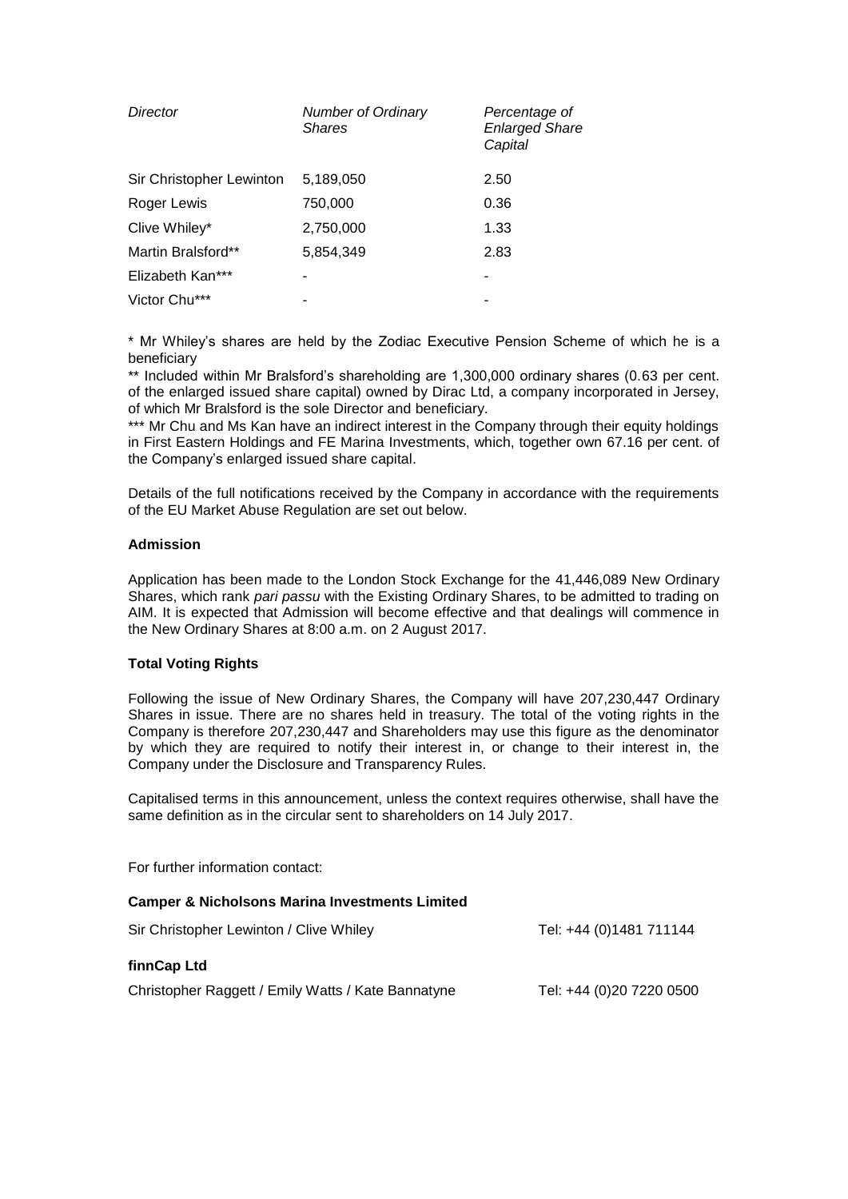| *Director* | *Number of Ordinary Shares* | *Percentage of Enlarged Share Capital* |
|---|---|---|
| Sir Christopher Lewinton | 5,189,050 | 2.50 |
| Roger Lewis | 750,000 | 0.36 |
| Clive Whiley* | 2,750,000 | 1.33 |
| Martin Bralsford** | 5,854,349 | 2.83 |
| Elizabeth Kan*** | - | - |
| Victor Chu*** | - | - |

* Mr Whiley's shares are held by the Zodiac Executive Pension Scheme of which he is a beneficiary

** Included within Mr Bralsford's shareholding are 1,300,000 ordinary shares (0.63 per cent. of the enlarged issued share capital) owned by Dirac Ltd, a company incorporated in Jersey, of which Mr Bralsford is the sole Director and beneficiary.

*** Mr Chu and Ms Kan have an indirect interest in the Company through their equity holdings in First Eastern Holdings and FE Marina Investments, which, together own 67.16 per cent. of the Company's enlarged issued share capital.

Details of the full notifications received by the Company in accordance with the requirements of the EU Market Abuse Regulation are set out below.

**Admission**

Application has been made to the London Stock Exchange for the 41,446,089 New Ordinary Shares, which rank *pari passu* with the Existing Ordinary Shares, to be admitted to trading on AIM. It is expected that Admission will become effective and that dealings will commence in the New Ordinary Shares at 8:00 a.m. on 2 August 2017.

**Total Voting Rights**

Following the issue of New Ordinary Shares, the Company will have 207,230,447 Ordinary Shares in issue. There are no shares held in treasury. The total of the voting rights in the Company is therefore 207,230,447 and Shareholders may use this figure as the denominator by which they are required to notify their interest in, or change to their interest in, the Company under the Disclosure and Transparency Rules.

Capitalised terms in this announcement, unless the context requires otherwise, shall have the same definition as in the circular sent to shareholders on 14 July 2017.

For further information contact:

**Camper & Nicholsons Marina Investments Limited**

Sir Christopher Lewinton / Clive Whiley Tel: +44 (0)1481 711144

**finnCap Ltd**

Christopher Raggett / Emily Watts / Kate Bannatyne Tel: +44 (0)20 7220 0500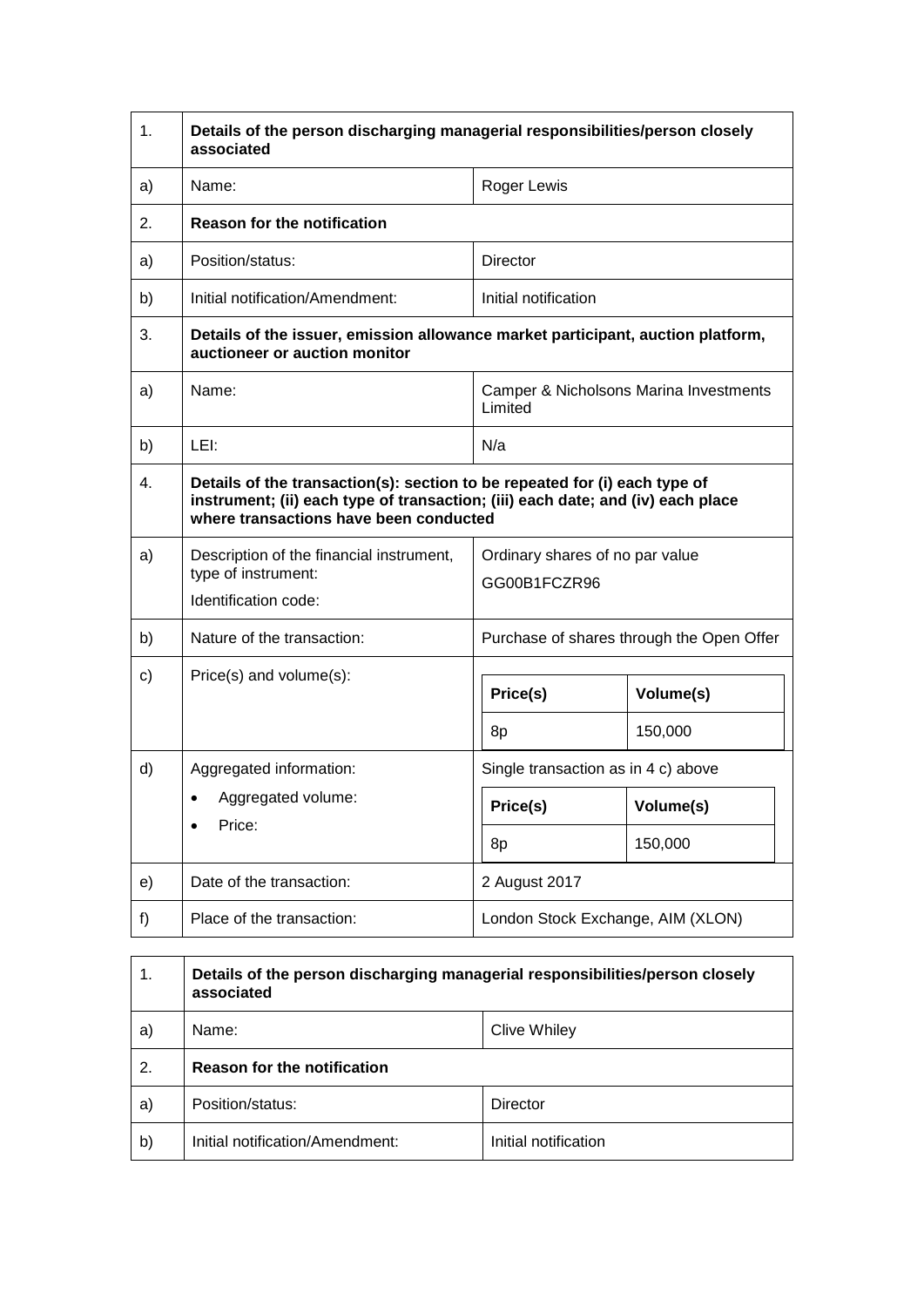| 1. | **Details of the person discharging managerial responsibilities/person closely associated** | |
|---|---|---|
| a) | Name: | Roger Lewis |
| 2. | **Reason for the notification** | |
| a) | Position/status: | Director |
| b) | Initial notification/Amendment: | Initial notification |
| 3. | **Details of the issuer, emission allowance market participant, auction platform, auctioneer or auction monitor** | |
| a) | Name: | Camper & Nicholsons Marina Investments Limited |
| b) | LEI: | N/a |
| 4. | **Details of the transaction(s): section to be repeated for (i) each type of instrument; (ii) each type of transaction; (iii) each date; and (iv) each place where transactions have been conducted** | |
| a) | Description of the financial instrument, type of instrument:<br>Identification code: | Ordinary shares of no par value<br>GG00B1FCZR96 |
| b) | Nature of the transaction: | Purchase of shares through the Open Offer |
| c) | Price(s) and volume(s): | **Price(s)**: 8p<br>**Volume(s)**: 150,000 |
| d) | Aggregated information:<br>• Aggregated volume:<br>• Price: | Single transaction as in 4 c) above<br>**Price(s)**: 8p<br>**Volume(s)**: 150,000 |
| e) | Date of the transaction: | 2 August 2017 |
| f) | Place of the transaction: | London Stock Exchange, AIM (XLON) |

| 1. | **Details of the person discharging managerial responsibilities/person closely associated** | |
|---|---|---|
| a) | Name: | Clive Whiley |
| 2. | **Reason for the notification** | |
| a) | Position/status: | Director |
| b) | Initial notification/Amendment: | Initial notification |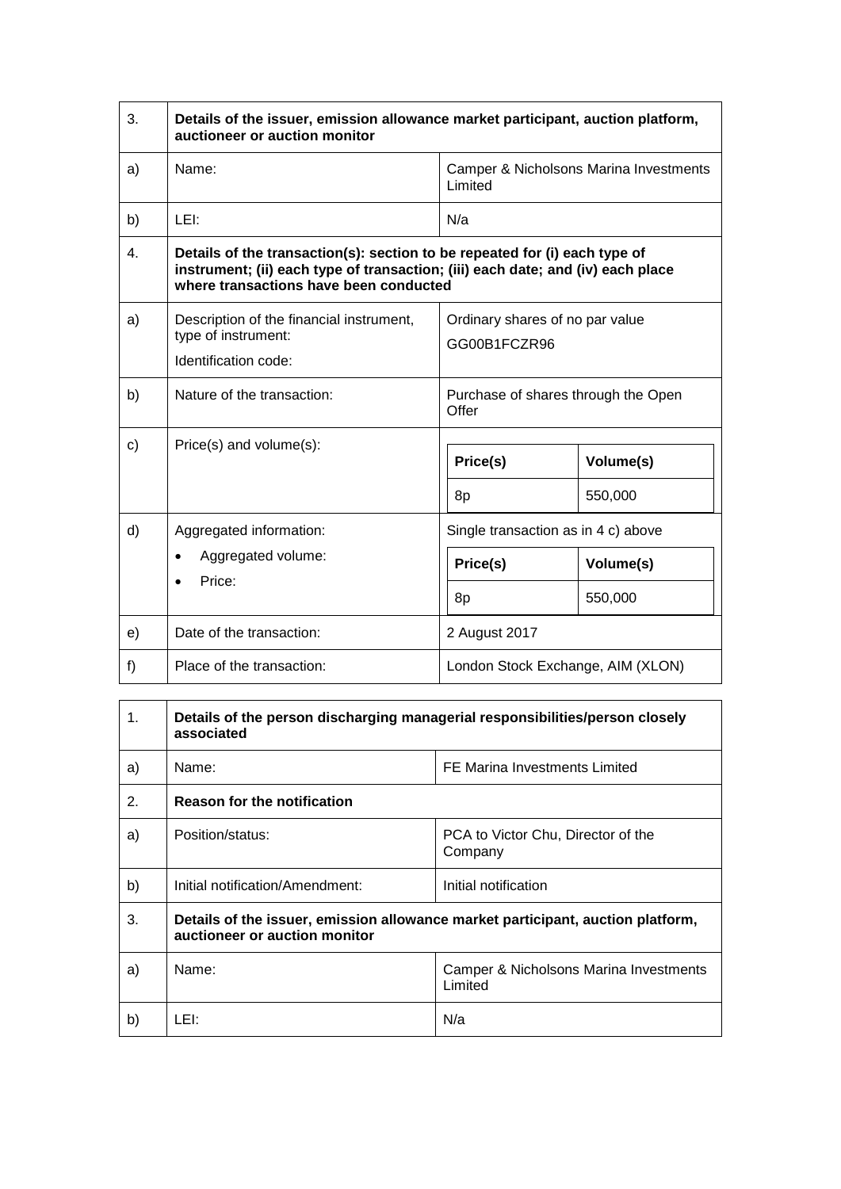| 3. | **Details of the issuer, emission allowance market participant, auction platform, auctioneer or auction monitor** | |
|---|---|---|
| a) | Name: | Camper & Nicholsons Marina Investments Limited |
| b) | LEI: | N/a |
| 4. | **Details of the transaction(s): section to be repeated for (i) each type of instrument; (ii) each type of transaction; (iii) each date; and (iv) each place where transactions have been conducted** | |
| a) | Description of the financial instrument, type of instrument:<br>Identification code: | Ordinary shares of no par value<br>GG00B1FCZR96 |
| b) | Nature of the transaction: | Purchase of shares through the Open Offer |
| c) | Price(s) and volume(s): | **Price(s)**: 8p / **Volume(s)**: 550,000 |
| d) | Aggregated information:<br>• Aggregated volume:<br>• Price: | Single transaction as in 4 c) above<br>**Price(s)**: 8p / **Volume(s)**: 550,000 |
| e) | Date of the transaction: | 2 August 2017 |
| f) | Place of the transaction: | London Stock Exchange, AIM (XLON) |

| 1. | **Details of the person discharging managerial responsibilities/person closely associated** | |
|---|---|---|
| a) | Name: | FE Marina Investments Limited |
| 2. | **Reason for the notification** | |
| a) | Position/status: | PCA to Victor Chu, Director of the Company |
| b) | Initial notification/Amendment: | Initial notification |
| 3. | **Details of the issuer, emission allowance market participant, auction platform, auctioneer or auction monitor** | |
| a) | Name: | Camper & Nicholsons Marina Investments Limited |
| b) | LEI: | N/a |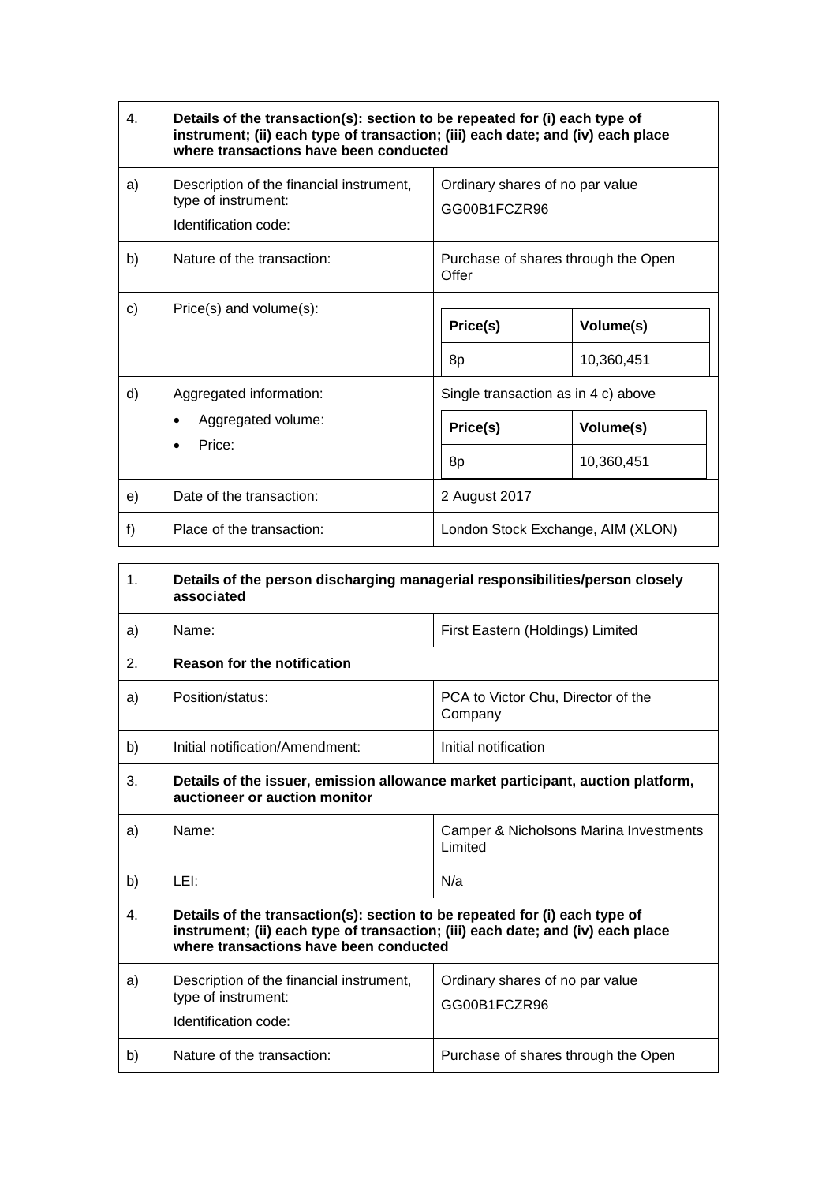| 4. | **Details of the transaction(s): section to be repeated for (i) each type of instrument; (ii) each type of transaction; (iii) each date; and (iv) each place where transactions have been conducted** | |
|---|---|---|
| a) | Description of the financial instrument, type of instrument:<br>Identification code: | Ordinary shares of no par value<br>GG00B1FCZR96 |
| b) | Nature of the transaction: | Purchase of shares through the Open Offer |
| c) | Price(s) and volume(s): | **Price(s)** / **Volume(s)**<br>8p / 10,360,451 |
| d) | Aggregated information:<br>• Aggregated volume:<br>• Price: | Single transaction as in 4 c) above<br>**Price(s)** / **Volume(s)**<br>8p / 10,360,451 |
| e) | Date of the transaction: | 2 August 2017 |
| f) | Place of the transaction: | London Stock Exchange, AIM (XLON) |

| 1. | **Details of the person discharging managerial responsibilities/person closely associated** | |
|---|---|---|
| a) | Name: | First Eastern (Holdings) Limited |
| 2. | **Reason for the notification** | |
| a) | Position/status: | PCA to Victor Chu, Director of the Company |
| b) | Initial notification/Amendment: | Initial notification |
| 3. | **Details of the issuer, emission allowance market participant, auction platform, auctioneer or auction monitor** | |
| a) | Name: | Camper & Nicholsons Marina Investments Limited |
| b) | LEI: | N/a |
| 4. | **Details of the transaction(s): section to be repeated for (i) each type of instrument; (ii) each type of transaction; (iii) each date; and (iv) each place where transactions have been conducted** | |
| a) | Description of the financial instrument, type of instrument:<br>Identification code: | Ordinary shares of no par value<br>GG00B1FCZR96 |
| b) | Nature of the transaction: | Purchase of shares through the Open |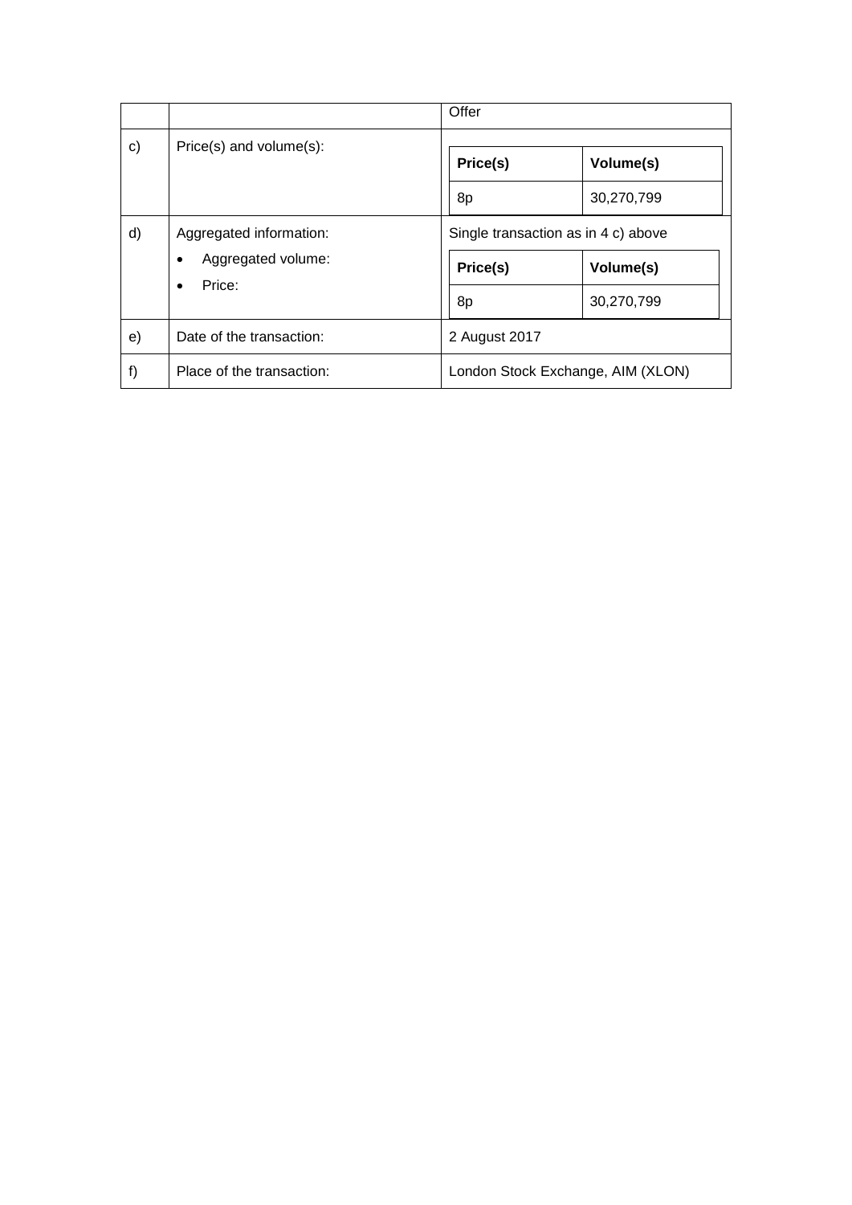| | | |
|---|---|---|
| | | Offer |
| c) | Price(s) and volume(s): | Price(s): 8p<br>Volume(s): 30,270,799 |
| d) | Aggregated information:<br>• Aggregated volume:<br>• Price: | Single transaction as in 4 c) above<br>Price(s): 8p<br>Volume(s): 30,270,799 |
| e) | Date of the transaction: | 2 August 2017 |
| f) | Place of the transaction: | London Stock Exchange, AIM (XLON) |